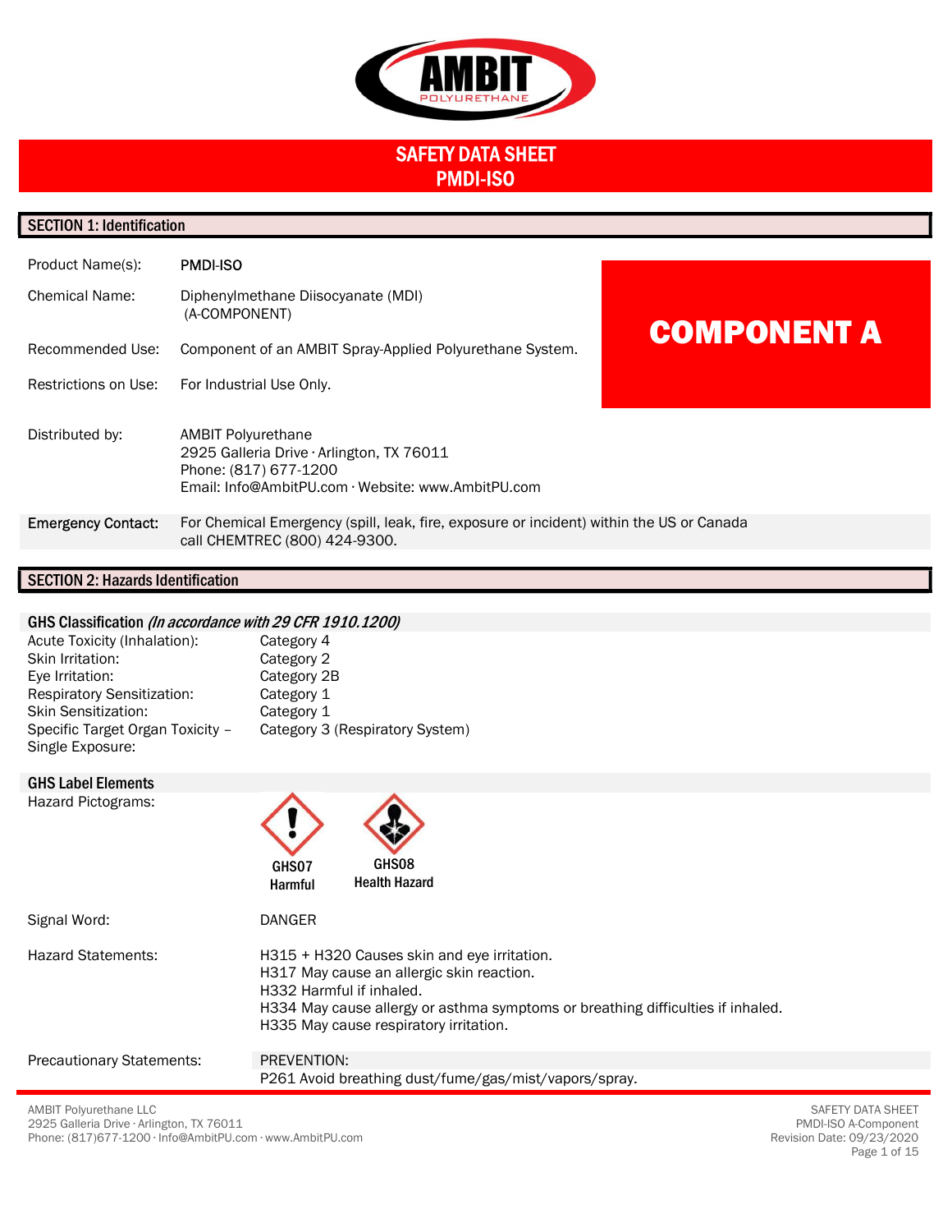AMBIT POLYURETHANE

# SAFETY DATA SHEET
# PMDI-ISO

## SECTION 1: Identification

**COMPONENT A**

| | |
|---|---|
| Product Name(s): | **PMDI-ISO** |
| Chemical Name: | Diphenylmethane Diisocyanate (MDI) (A-COMPONENT) |
| Recommended Use: | Component of an AMBIT Spray-Applied Polyurethane System. |
| Restrictions on Use: | For Industrial Use Only. |
| Distributed by: | AMBIT Polyurethane<br>2925 Galleria Drive · Arlington, TX 76011<br>Phone: (817) 677-1200<br>Email: Info@AmbitPU.com · Website: www.AmbitPU.com |
| **Emergency Contact:** | For Chemical Emergency (spill, leak, fire, exposure or incident) within the US or Canada call CHEMTREC (800) 424-9300. |

## SECTION 2: Hazards Identification

### GHS Classification *(In accordance with 29 CFR 1910.1200)*

| | |
|---|---|
| Acute Toxicity (Inhalation): | Category 4 |
| Skin Irritation: | Category 2 |
| Eye Irritation: | Category 2B |
| Respiratory Sensitization: | Category 1 |
| Skin Sensitization: | Category 1 |
| Specific Target Organ Toxicity – Single Exposure: | Category 3 (Respiratory System) |

### GHS Label Elements

Hazard Pictograms:

GHS07 Harmful

GHS08 Health Hazard

Signal Word: DANGER

Hazard Statements:

H315 + H320 Causes skin and eye irritation.
H317 May cause an allergic skin reaction.
H332 Harmful if inhaled.
H334 May cause allergy or asthma symptoms or breathing difficulties if inhaled.
H335 May cause respiratory irritation.

Precautionary Statements:

PREVENTION:
P261 Avoid breathing dust/fume/gas/mist/vapors/spray.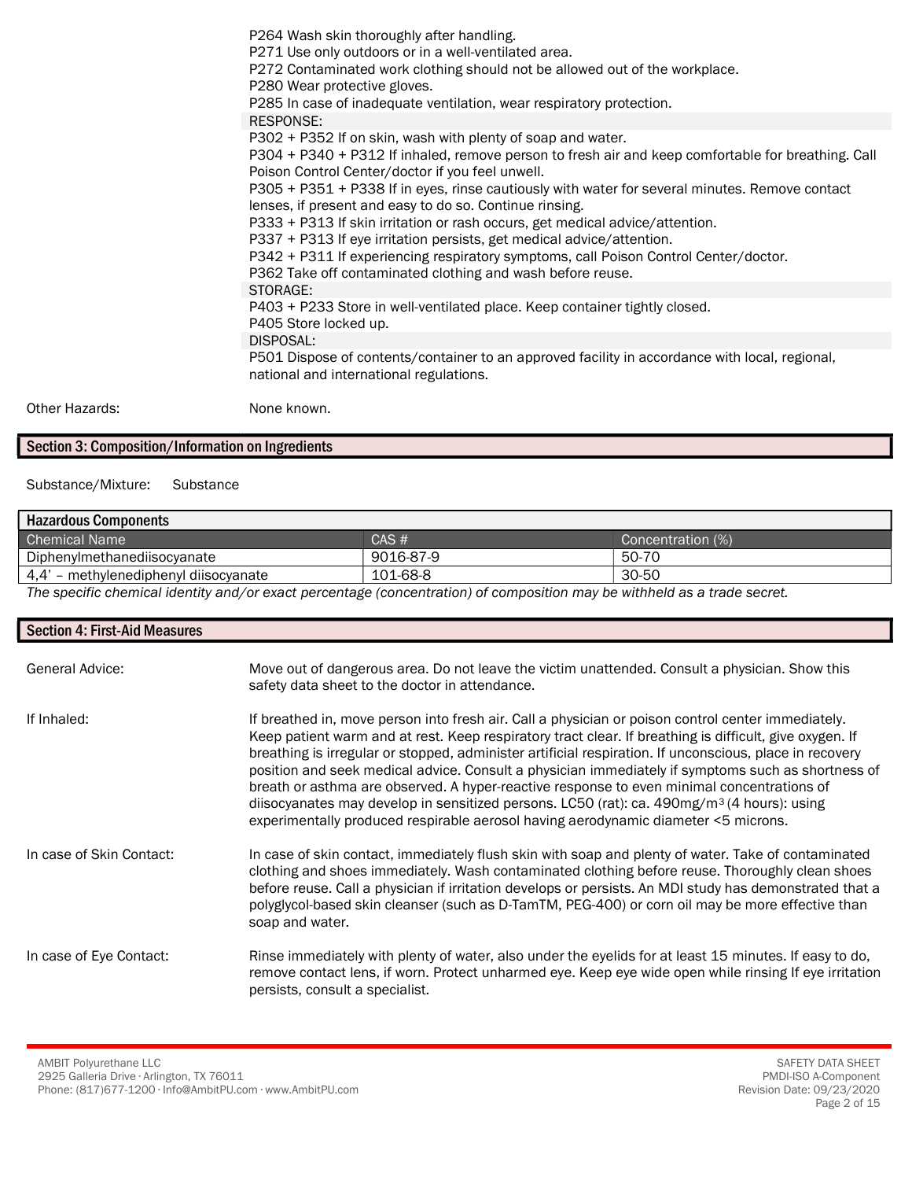P264 Wash skin thoroughly after handling.
P271 Use only outdoors or in a well-ventilated area.
P272 Contaminated work clothing should not be allowed out of the workplace.
P280 Wear protective gloves.
P285 In case of inadequate ventilation, wear respiratory protection.

RESPONSE:

P302 + P352 If on skin, wash with plenty of soap and water.
P304 + P340 + P312 If inhaled, remove person to fresh air and keep comfortable for breathing. Call Poison Control Center/doctor if you feel unwell.
P305 + P351 + P338 If in eyes, rinse cautiously with water for several minutes. Remove contact lenses, if present and easy to do so. Continue rinsing.
P333 + P313 If skin irritation or rash occurs, get medical advice/attention.
P337 + P313 If eye irritation persists, get medical advice/attention.
P342 + P311 If experiencing respiratory symptoms, call Poison Control Center/doctor.
P362 Take off contaminated clothing and wash before reuse.

STORAGE:

P403 + P233 Store in well-ventilated place. Keep container tightly closed.
P405 Store locked up.

DISPOSAL:

P501 Dispose of contents/container to an approved facility in accordance with local, regional, national and international regulations.

Other Hazards: None known.

## Section 3: Composition/Information on Ingredients

Substance/Mixture: Substance

| Hazardous Components | | |
|---|---|---|
| Chemical Name | CAS # | Concentration (%) |
| Diphenylmethanediisocyanate | 9016-87-9 | 50-70 |
| 4,4' – methylenediphenyl diisocyanate | 101-68-8 | 30-50 |

*The specific chemical identity and/or exact percentage (concentration) of composition may be withheld as a trade secret.*

## Section 4: First-Aid Measures

**General Advice:** Move out of dangerous area. Do not leave the victim unattended. Consult a physician. Show this safety data sheet to the doctor in attendance.

**If Inhaled:** If breathed in, move person into fresh air. Call a physician or poison control center immediately. Keep patient warm and at rest. Keep respiratory tract clear. If breathing is difficult, give oxygen. If breathing is irregular or stopped, administer artificial respiration. If unconscious, place in recovery position and seek medical advice. Consult a physician immediately if symptoms such as shortness of breath or asthma are observed. A hyper-reactive response to even minimal concentrations of diisocyanates may develop in sensitized persons. LC50 (rat): ca. 490mg/$m^3$ (4 hours): using experimentally produced respirable aerosol having aerodynamic diameter <5 microns.

**In case of Skin Contact:** In case of skin contact, immediately flush skin with soap and plenty of water. Take of contaminated clothing and shoes immediately. Wash contaminated clothing before reuse. Thoroughly clean shoes before reuse. Call a physician if irritation develops or persists. An MDI study has demonstrated that a polyglycol-based skin cleanser (such as D-TamTM, PEG-400) or corn oil may be more effective than soap and water.

**In case of Eye Contact:** Rinse immediately with plenty of water, also under the eyelids for at least 15 minutes. If easy to do, remove contact lens, if worn. Protect unharmed eye. Keep eye wide open while rinsing If eye irritation persists, consult a specialist.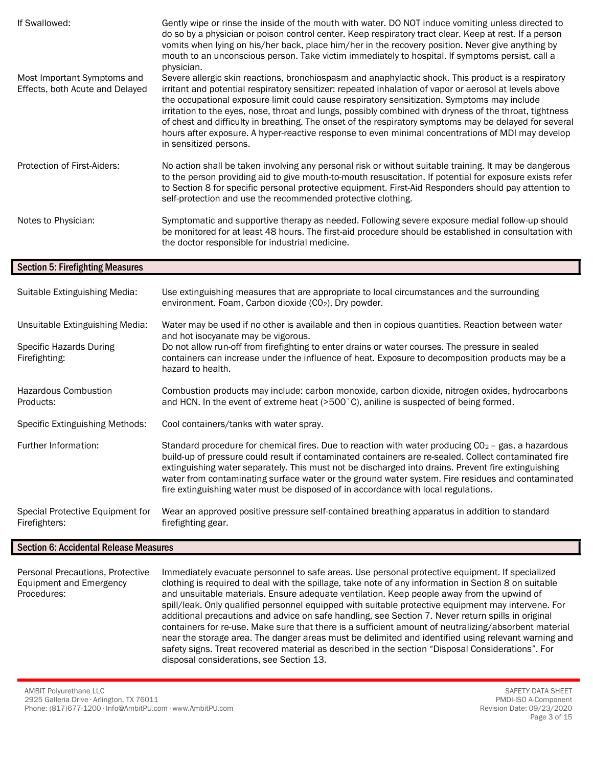**If Swallowed:** Gently wipe or rinse the inside of the mouth with water. DO NOT induce vomiting unless directed to do so by a physician or poison control center. Keep respiratory tract clear. Keep at rest. If a person vomits when lying on his/her back, place him/her in the recovery position. Never give anything by mouth to an unconscious person. Take victim immediately to hospital. If symptoms persist, call a physician.

**Most Important Symptoms and Effects, both Acute and Delayed:** Severe allergic skin reactions, bronchiospasm and anaphylactic shock. This product is a respiratory irritant and potential respiratory sensitizer: repeated inhalation of vapor or aerosol at levels above the occupational exposure limit could cause respiratory sensitization. Symptoms may include irritation to the eyes, nose, throat and lungs, possibly combined with dryness of the throat, tightness of chest and difficulty in breathing. The onset of the respiratory symptoms may be delayed for several hours after exposure. A hyper-reactive response to even minimal concentrations of MDI may develop in sensitized persons.

**Protection of First-Aiders:** No action shall be taken involving any personal risk or without suitable training. It may be dangerous to the person providing aid to give mouth-to-mouth resuscitation. If potential for exposure exists refer to Section 8 for specific personal protective equipment. First-Aid Responders should pay attention to self-protection and use the recommended protective clothing.

**Notes to Physician:** Symptomatic and supportive therapy as needed. Following severe exposure medial follow-up should be monitored for at least 48 hours. The first-aid procedure should be established in consultation with the doctor responsible for industrial medicine.

## Section 5: Firefighting Measures

**Suitable Extinguishing Media:** Use extinguishing measures that are appropriate to local circumstances and the surrounding environment. Foam, Carbon dioxide ($CO_2$), Dry powder.

**Unsuitable Extinguishing Media:** Water may be used if no other is available and then in copious quantities. Reaction between water and hot isocyanate may be vigorous.

**Specific Hazards During Firefighting:** Do not allow run-off from firefighting to enter drains or water courses. The pressure in sealed containers can increase under the influence of heat. Exposure to decomposition products may be a hazard to health.

**Hazardous Combustion Products:** Combustion products may include: carbon monoxide, carbon dioxide, nitrogen oxides, hydrocarbons and HCN. In the event of extreme heat (>500˚C), aniline is suspected of being formed.

**Specific Extinguishing Methods:** Cool containers/tanks with water spray.

**Further Information:** Standard procedure for chemical fires. Due to reaction with water producing $CO_2$ – gas, a hazardous build-up of pressure could result if contaminated containers are re-sealed. Collect contaminated fire extinguishing water separately. This must not be discharged into drains. Prevent fire extinguishing water from contaminating surface water or the ground water system. Fire residues and contaminated fire extinguishing water must be disposed of in accordance with local regulations.

**Special Protective Equipment for Firefighters:** Wear an approved positive pressure self-contained breathing apparatus in addition to standard firefighting gear.

## Section 6: Accidental Release Measures

**Personal Precautions, Protective Equipment and Emergency Procedures:** Immediately evacuate personnel to safe areas. Use personal protective equipment. If specialized clothing is required to deal with the spillage, take note of any information in Section 8 on suitable and unsuitable materials. Ensure adequate ventilation. Keep people away from the upwind of spill/leak. Only qualified personnel equipped with suitable protective equipment may intervene. For additional precautions and advice on safe handling, see Section 7. Never return spills in original containers for re-use. Make sure that there is a sufficient amount of neutralizing/absorbent material near the storage area. The danger areas must be delimited and identified using relevant warning and safety signs. Treat recovered material as described in the section "Disposal Considerations". For disposal considerations, see Section 13.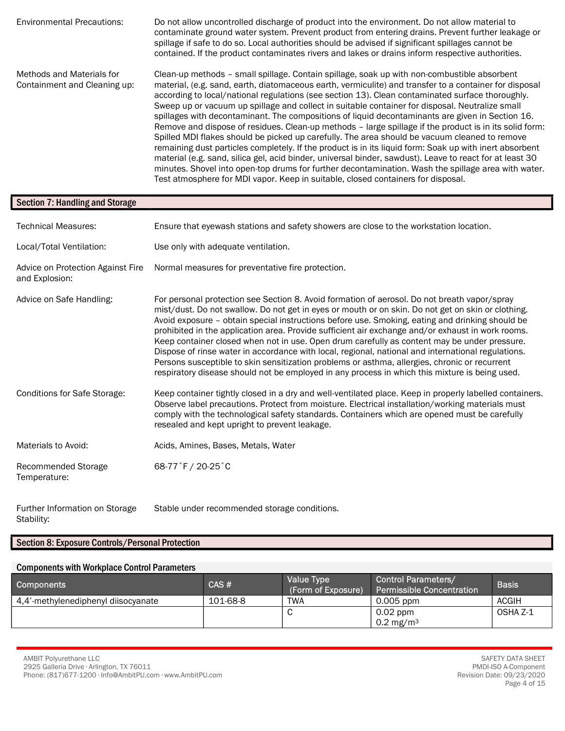Environmental Precautions: Do not allow uncontrolled discharge of product into the environment. Do not allow material to contaminate ground water system. Prevent product from entering drains. Prevent further leakage or spillage if safe to do so. Local authorities should be advised if significant spillages cannot be contained. If the product contaminates rivers and lakes or drains inform respective authorities.

Methods and Materials for Containment and Cleaning up: Clean-up methods – small spillage. Contain spillage, soak up with non-combustible absorbent material, (e.g. sand, earth, diatomaceous earth, vermiculite) and transfer to a container for disposal according to local/national regulations (see section 13). Clean contaminated surface thoroughly. Sweep up or vacuum up spillage and collect in suitable container for disposal. Neutralize small spillages with decontaminant. The compositions of liquid decontaminants are given in Section 16. Remove and dispose of residues. Clean-up methods – large spillage if the product is in its solid form: Spilled MDI flakes should be picked up carefully. The area should be vacuum cleaned to remove remaining dust particles completely. If the product is in its liquid form: Soak up with inert absorbent material (e.g. sand, silica gel, acid binder, universal binder, sawdust). Leave to react for at least 30 minutes. Shovel into open-top drums for further decontamination. Wash the spillage area with water. Test atmosphere for MDI vapor. Keep in suitable, closed containers for disposal.

## Section 7: Handling and Storage

Technical Measures: Ensure that eyewash stations and safety showers are close to the workstation location.

Local/Total Ventilation: Use only with adequate ventilation.

Advice on Protection Against Fire and Explosion: Normal measures for preventative fire protection.

Advice on Safe Handling: For personal protection see Section 8. Avoid formation of aerosol. Do not breath vapor/spray mist/dust. Do not swallow. Do not get in eyes or mouth or on skin. Do not get on skin or clothing. Avoid exposure – obtain special instructions before use. Smoking, eating and drinking should be prohibited in the application area. Provide sufficient air exchange and/or exhaust in work rooms. Keep container closed when not in use. Open drum carefully as content may be under pressure. Dispose of rinse water in accordance with local, regional, national and international regulations. Persons susceptible to skin sensitization problems or asthma, allergies, chronic or recurrent respiratory disease should not be employed in any process in which this mixture is being used.

Conditions for Safe Storage: Keep container tightly closed in a dry and well-ventilated place. Keep in properly labelled containers. Observe label precautions. Protect from moisture. Electrical installation/working materials must comply with the technological safety standards. Containers which are opened must be carefully resealed and kept upright to prevent leakage.

Materials to Avoid: Acids, Amines, Bases, Metals, Water

Recommended Storage Temperature: 68-77˚F / 20-25˚C

Further Information on Storage Stability: Stable under recommended storage conditions.

## Section 8: Exposure Controls/Personal Protection

### Components with Workplace Control Parameters

| Components | CAS # | Value Type (Form of Exposure) | Control Parameters/ Permissible Concentration | Basis |
|---|---|---|---|---|
| 4,4'-methylenediphenyl diisocyanate | 101-68-8 | TWA | 0.005 ppm | ACGIH |
| | | C | 0.02 ppm<br>0.2 $mg/m^3$ | OSHA Z-1 |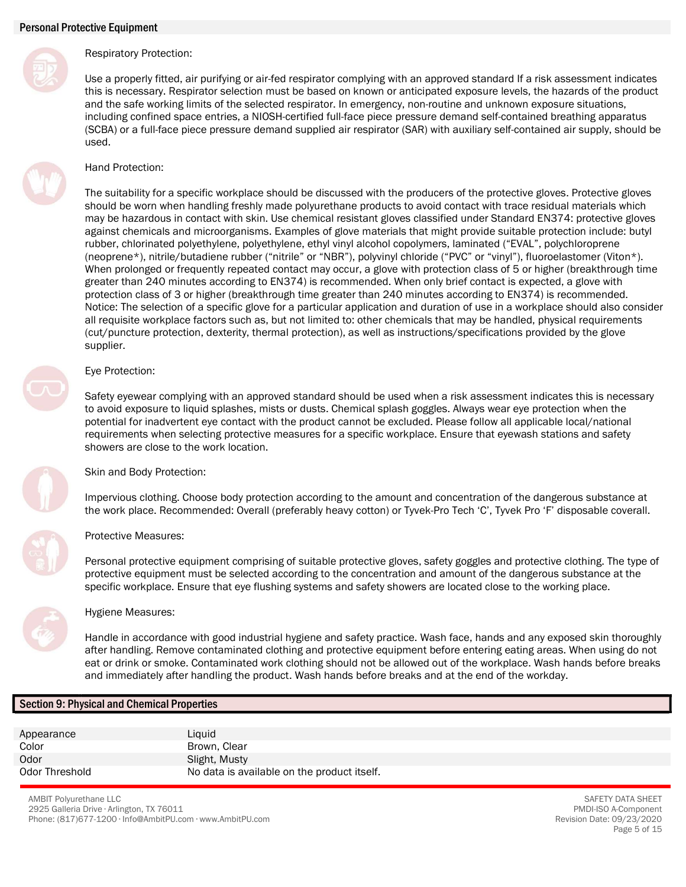## Personal Protective Equipment

### Respiratory Protection:

Use a properly fitted, air purifying or air-fed respirator complying with an approved standard If a risk assessment indicates this is necessary. Respirator selection must be based on known or anticipated exposure levels, the hazards of the product and the safe working limits of the selected respirator. In emergency, non-routine and unknown exposure situations, including confined space entries, a NIOSH-certified full-face piece pressure demand self-contained breathing apparatus (SCBA) or a full-face piece pressure demand supplied air respirator (SAR) with auxiliary self-contained air supply, should be used.

### Hand Protection:

The suitability for a specific workplace should be discussed with the producers of the protective gloves. Protective gloves should be worn when handling freshly made polyurethane products to avoid contact with trace residual materials which may be hazardous in contact with skin. Use chemical resistant gloves classified under Standard EN374: protective gloves against chemicals and microorganisms. Examples of glove materials that might provide suitable protection include: butyl rubber, chlorinated polyethylene, polyethylene, ethyl vinyl alcohol copolymers, laminated (“EVAL”, polychloroprene (neoprene*), nitrile/butadiene rubber (“nitrile” or “NBR”), polyvinyl chloride (“PVC” or “vinyl”), fluoroelastomer (Viton*). When prolonged or frequently repeated contact may occur, a glove with protection class of 5 or higher (breakthrough time greater than 240 minutes according to EN374) is recommended. When only brief contact is expected, a glove with protection class of 3 or higher (breakthrough time greater than 240 minutes according to EN374) is recommended. Notice: The selection of a specific glove for a particular application and duration of use in a workplace should also consider all requisite workplace factors such as, but not limited to: other chemicals that may be handled, physical requirements (cut/puncture protection, dexterity, thermal protection), as well as instructions/specifications provided by the glove supplier.

### Eye Protection:

Safety eyewear complying with an approved standard should be used when a risk assessment indicates this is necessary to avoid exposure to liquid splashes, mists or dusts. Chemical splash goggles. Always wear eye protection when the potential for inadvertent eye contact with the product cannot be excluded. Please follow all applicable local/national requirements when selecting protective measures for a specific workplace. Ensure that eyewash stations and safety showers are close to the work location.

### Skin and Body Protection:

Impervious clothing. Choose body protection according to the amount and concentration of the dangerous substance at the work place. Recommended: Overall (preferably heavy cotton) or Tyvek-Pro Tech ‘C’, Tyvek Pro ‘F’ disposable coverall.

### Protective Measures:

Personal protective equipment comprising of suitable protective gloves, safety goggles and protective clothing. The type of protective equipment must be selected according to the concentration and amount of the dangerous substance at the specific workplace. Ensure that eye flushing systems and safety showers are located close to the working place.

### Hygiene Measures:

Handle in accordance with good industrial hygiene and safety practice. Wash face, hands and any exposed skin thoroughly after handling. Remove contaminated clothing and protective equipment before entering eating areas. When using do not eat or drink or smoke. Contaminated work clothing should not be allowed out of the workplace. Wash hands before breaks and immediately after handling the product. Wash hands before breaks and at the end of the workday.

## Section 9: Physical and Chemical Properties

| | |
|---|---|
| Appearance | Liquid |
| Color | Brown, Clear |
| Odor | Slight, Musty |
| Odor Threshold | No data is available on the product itself. |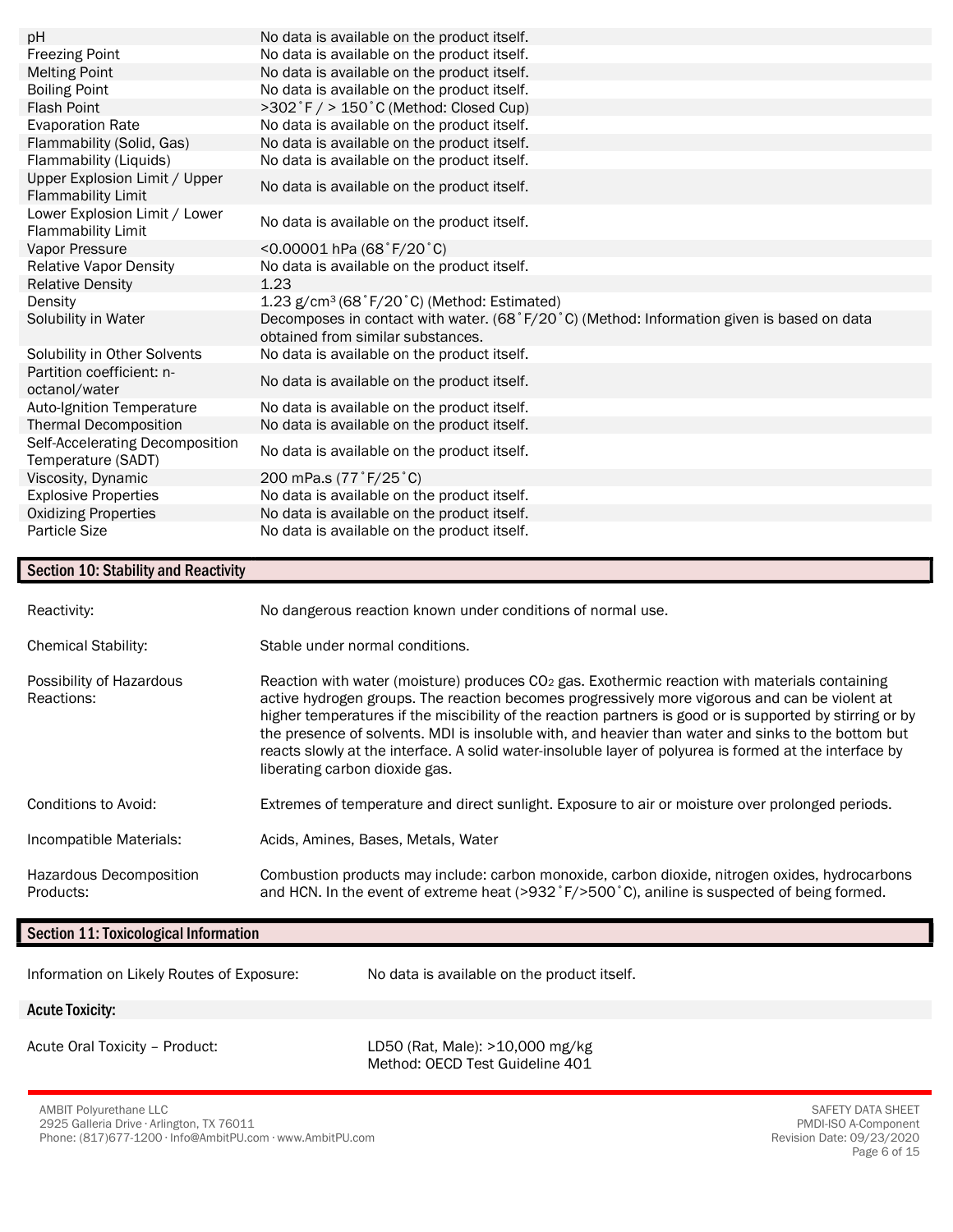| | |
|---|---|
| pH | No data is available on the product itself. |
| Freezing Point | No data is available on the product itself. |
| Melting Point | No data is available on the product itself. |
| Boiling Point | No data is available on the product itself. |
| Flash Point | >302˚F / > 150˚C (Method: Closed Cup) |
| Evaporation Rate | No data is available on the product itself. |
| Flammability (Solid, Gas) | No data is available on the product itself. |
| Flammability (Liquids) | No data is available on the product itself. |
| Upper Explosion Limit / Upper Flammability Limit | No data is available on the product itself. |
| Lower Explosion Limit / Lower Flammability Limit | No data is available on the product itself. |
| Vapor Pressure | <0.00001 hPa (68˚F/20˚C) |
| Relative Vapor Density | No data is available on the product itself. |
| Relative Density | 1.23 |
| Density | 1.23 g/cm$^3$ (68˚F/20˚C) (Method: Estimated) |
| Solubility in Water | Decomposes in contact with water. (68˚F/20˚C) (Method: Information given is based on data obtained from similar substances. |
| Solubility in Other Solvents | No data is available on the product itself. |
| Partition coefficient: n-octanol/water | No data is available on the product itself. |
| Auto-Ignition Temperature | No data is available on the product itself. |
| Thermal Decomposition | No data is available on the product itself. |
| Self-Accelerating Decomposition Temperature (SADT) | No data is available on the product itself. |
| Viscosity, Dynamic | 200 mPa.s (77˚F/25˚C) |
| Explosive Properties | No data is available on the product itself. |
| Oxidizing Properties | No data is available on the product itself. |
| Particle Size | No data is available on the product itself. |

## Section 10: Stability and Reactivity

| | |
|---|---|
| Reactivity: | No dangerous reaction known under conditions of normal use. |
| Chemical Stability: | Stable under normal conditions. |
| Possibility of Hazardous Reactions: | Reaction with water (moisture) produces $CO_2$ gas. Exothermic reaction with materials containing active hydrogen groups. The reaction becomes progressively more vigorous and can be violent at higher temperatures if the miscibility of the reaction partners is good or is supported by stirring or by the presence of solvents. MDI is insoluble with, and heavier than water and sinks to the bottom but reacts slowly at the interface. A solid water-insoluble layer of polyurea is formed at the interface by liberating carbon dioxide gas. |
| Conditions to Avoid: | Extremes of temperature and direct sunlight. Exposure to air or moisture over prolonged periods. |
| Incompatible Materials: | Acids, Amines, Bases, Metals, Water |
| Hazardous Decomposition Products: | Combustion products may include: carbon monoxide, carbon dioxide, nitrogen oxides, hydrocarbons and HCN. In the event of extreme heat (>932˚F/>500˚C), aniline is suspected of being formed. |

## Section 11: Toxicological Information

Information on Likely Routes of Exposure: No data is available on the product itself.

### Acute Toxicity:

Acute Oral Toxicity – Product: LD50 (Rat, Male): >10,000 mg/kg
Method: OECD Test Guideline 401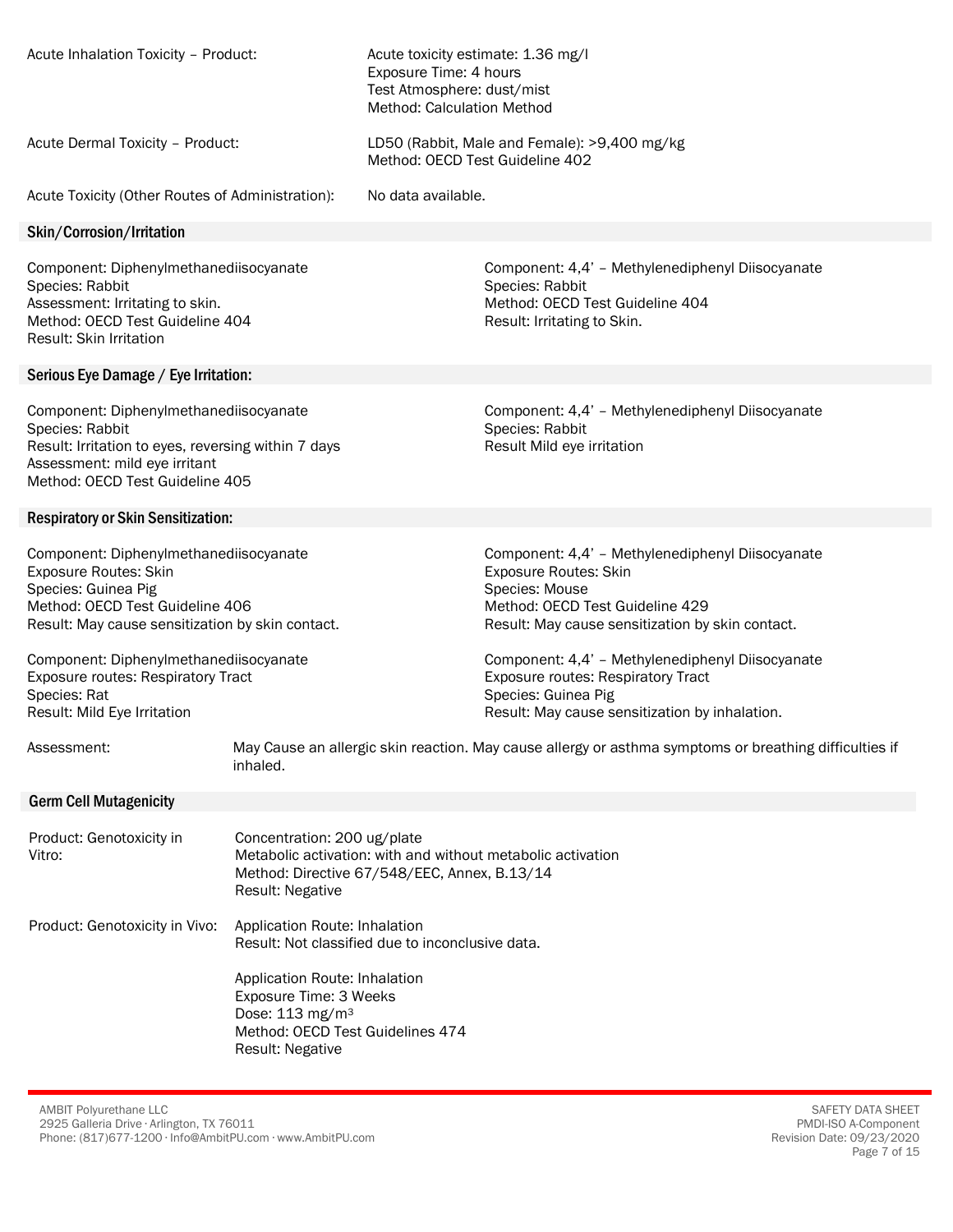Acute Inhalation Toxicity – Product: Acute toxicity estimate: 1.36 mg/l
Exposure Time: 4 hours
Test Atmosphere: dust/mist
Method: Calculation Method

Acute Dermal Toxicity – Product: LD50 (Rabbit, Male and Female): >9,400 mg/kg
Method: OECD Test Guideline 402

Acute Toxicity (Other Routes of Administration): No data available.

## Skin/Corrosion/Irritation

Component: Diphenylmethanediisocyanate
Species: Rabbit
Assessment: Irritating to skin.
Method: OECD Test Guideline 404
Result: Skin Irritation

Component: 4,4' – Methylenediphenyl Diisocyanate
Species: Rabbit
Method: OECD Test Guideline 404
Result: Irritating to Skin.

## Serious Eye Damage / Eye Irritation:

Component: Diphenylmethanediisocyanate
Species: Rabbit
Result: Irritation to eyes, reversing within 7 days
Assessment: mild eye irritant
Method: OECD Test Guideline 405

Component: 4,4' – Methylenediphenyl Diisocyanate
Species: Rabbit
Result Mild eye irritation

## Respiratory or Skin Sensitization:

Component: Diphenylmethanediisocyanate
Exposure Routes: Skin
Species: Guinea Pig
Method: OECD Test Guideline 406
Result: May cause sensitization by skin contact.

Component: Diphenylmethanediisocyanate
Exposure routes: Respiratory Tract
Species: Rat
Result: Mild Eye Irritation

Component: 4,4' – Methylenediphenyl Diisocyanate
Exposure Routes: Skin
Species: Mouse
Method: OECD Test Guideline 429
Result: May cause sensitization by skin contact.

Component: 4,4' – Methylenediphenyl Diisocyanate
Exposure routes: Respiratory Tract
Species: Guinea Pig
Result: May cause sensitization by inhalation.

Assessment: May Cause an allergic skin reaction. May cause allergy or asthma symptoms or breathing difficulties if inhaled.

## Germ Cell Mutagenicity

Product: Genotoxicity in Vitro:
Concentration: 200 ug/plate
Metabolic activation: with and without metabolic activation
Method: Directive 67/548/EEC, Annex, B.13/14
Result: Negative

Product: Genotoxicity in Vivo:
Application Route: Inhalation
Result: Not classified due to inconclusive data.

Application Route: Inhalation
Exposure Time: 3 Weeks
Dose: 113 mg/m$^3$
Method: OECD Test Guidelines 474
Result: Negative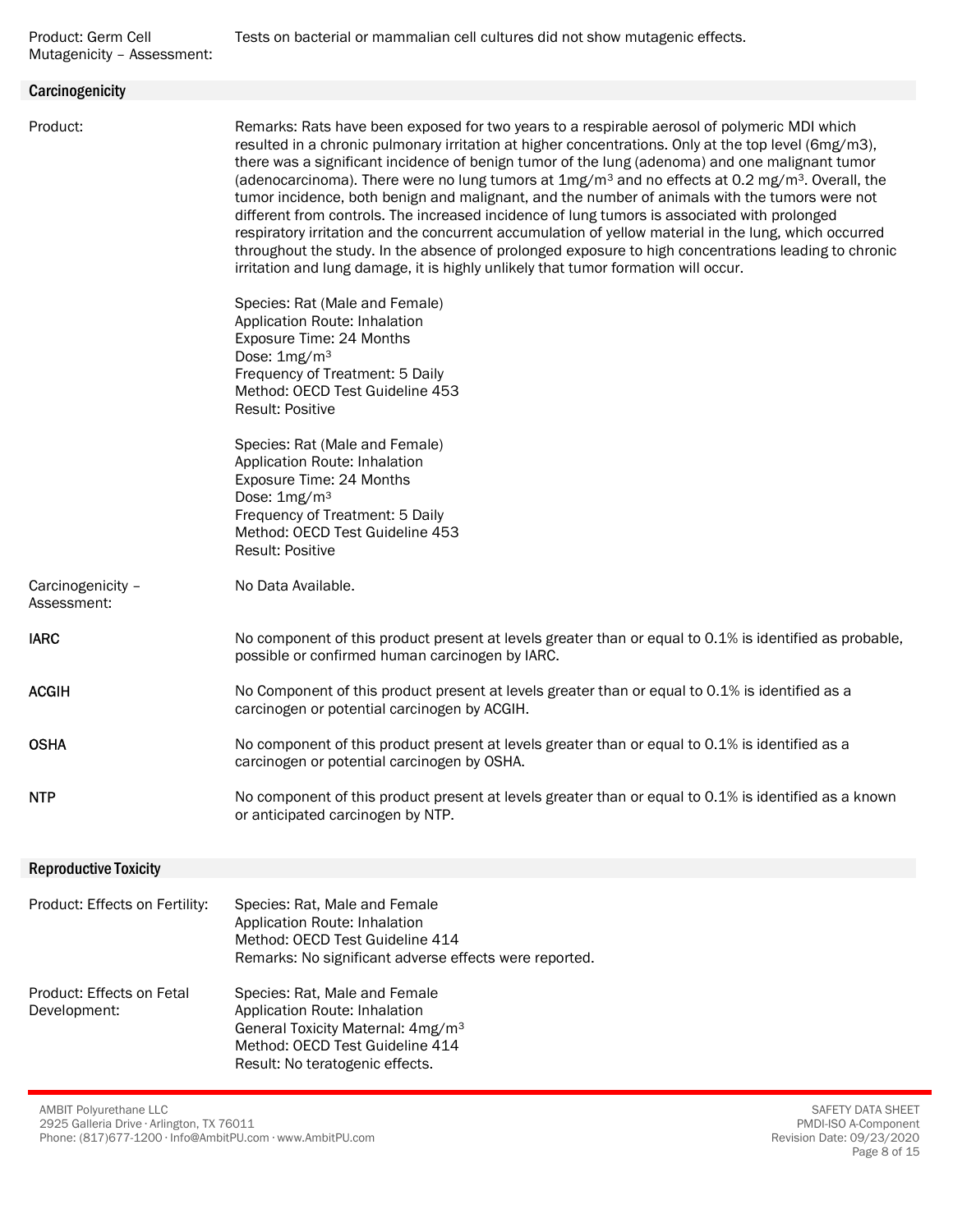Product: Germ Cell Mutagenicity – Assessment: Tests on bacterial or mammalian cell cultures did not show mutagenic effects.

## Carcinogenicity

**Product:**

Remarks: Rats have been exposed for two years to a respirable aerosol of polymeric MDI which resulted in a chronic pulmonary irritation at higher concentrations. Only at the top level (6mg/m3), there was a significant incidence of benign tumor of the lung (adenoma) and one malignant tumor (adenocarcinoma). There were no lung tumors at 1mg/$m^3$ and no effects at 0.2 mg/$m^3$. Overall, the tumor incidence, both benign and malignant, and the number of animals with the tumors were not different from controls. The increased incidence of lung tumors is associated with prolonged respiratory irritation and the concurrent accumulation of yellow material in the lung, which occurred throughout the study. In the absence of prolonged exposure to high concentrations leading to chronic irritation and lung damage, it is highly unlikely that tumor formation will occur.

Species: Rat (Male and Female)
Application Route: Inhalation
Exposure Time: 24 Months
Dose: 1mg/$m^3$
Frequency of Treatment: 5 Daily
Method: OECD Test Guideline 453
Result: Positive

Species: Rat (Male and Female)
Application Route: Inhalation
Exposure Time: 24 Months
Dose: 1mg/$m^3$
Frequency of Treatment: 5 Daily
Method: OECD Test Guideline 453
Result: Positive

**Carcinogenicity – Assessment:** No Data Available.

**IARC:** No component of this product present at levels greater than or equal to 0.1% is identified as probable, possible or confirmed human carcinogen by IARC.

**ACGIH:** No Component of this product present at levels greater than or equal to 0.1% is identified as a carcinogen or potential carcinogen by ACGIH.

**OSHA:** No component of this product present at levels greater than or equal to 0.1% is identified as a carcinogen or potential carcinogen by OSHA.

**NTP:** No component of this product present at levels greater than or equal to 0.1% is identified as a known or anticipated carcinogen by NTP.

## Reproductive Toxicity

**Product: Effects on Fertility:**

Species: Rat, Male and Female
Application Route: Inhalation
Method: OECD Test Guideline 414
Remarks: No significant adverse effects were reported.

**Product: Effects on Fetal Development:**

Species: Rat, Male and Female
Application Route: Inhalation
General Toxicity Maternal: 4mg/$m^3$
Method: OECD Test Guideline 414
Result: No teratogenic effects.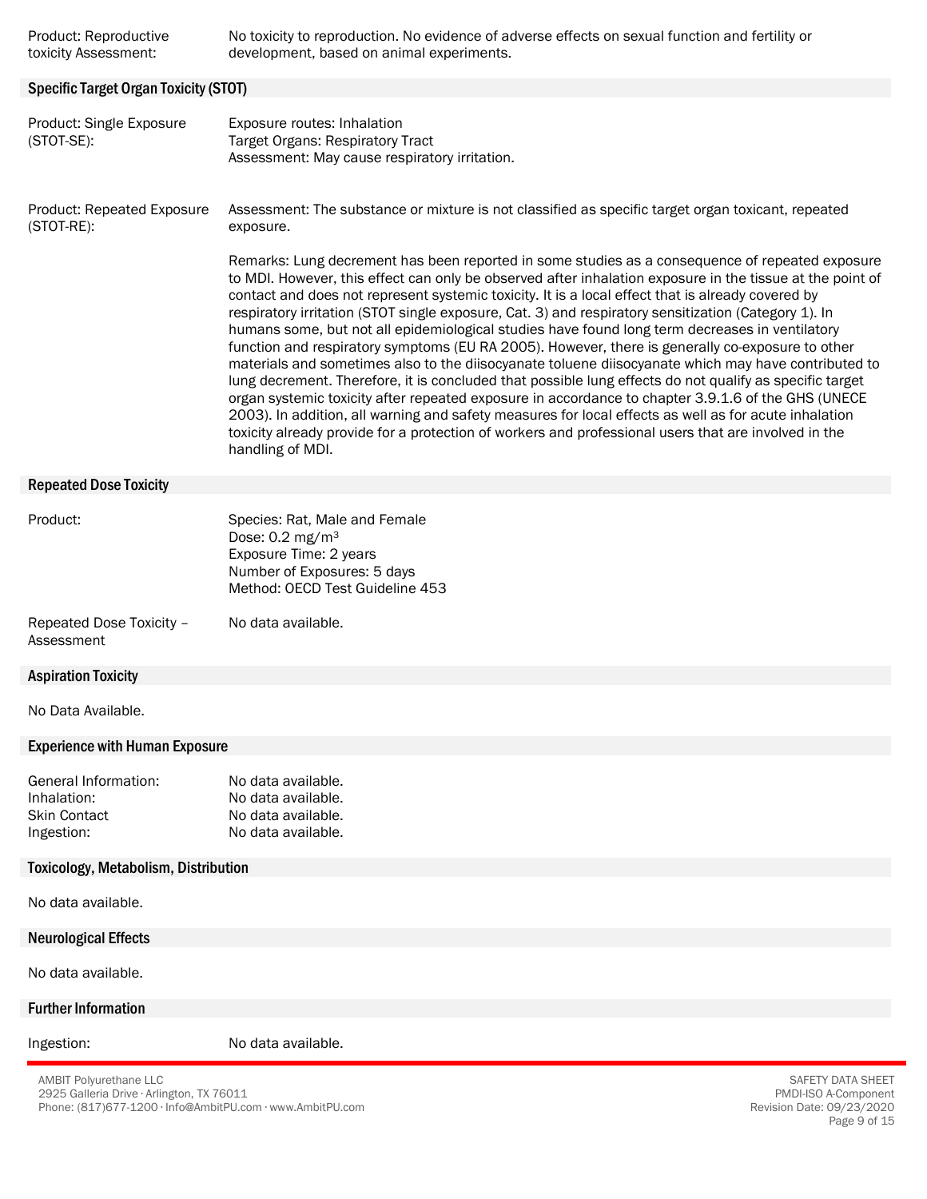Product: Reproductive toxicity Assessment: No toxicity to reproduction. No evidence of adverse effects on sexual function and fertility or development, based on animal experiments.

## Specific Target Organ Toxicity (STOT)

Product: Single Exposure (STOT-SE):
Exposure routes: Inhalation
Target Organs: Respiratory Tract
Assessment: May cause respiratory irritation.

Product: Repeated Exposure (STOT-RE):
Assessment: The substance or mixture is not classified as specific target organ toxicant, repeated exposure.

Remarks: Lung decrement has been reported in some studies as a consequence of repeated exposure to MDI. However, this effect can only be observed after inhalation exposure in the tissue at the point of contact and does not represent systemic toxicity. It is a local effect that is already covered by respiratory irritation (STOT single exposure, Cat. 3) and respiratory sensitization (Category 1). In humans some, but not all epidemiological studies have found long term decreases in ventilatory function and respiratory symptoms (EU RA 2005). However, there is generally co-exposure to other materials and sometimes also to the diisocyanate toluene diisocyanate which may have contributed to lung decrement. Therefore, it is concluded that possible lung effects do not qualify as specific target organ systemic toxicity after repeated exposure in accordance to chapter 3.9.1.6 of the GHS (UNECE 2003). In addition, all warning and safety measures for local effects as well as for acute inhalation toxicity already provide for a protection of workers and professional users that are involved in the handling of MDI.

## Repeated Dose Toxicity

Product:
Species: Rat, Male and Female
Dose: 0.2 mg/m$^3$
Exposure Time: 2 years
Number of Exposures: 5 days
Method: OECD Test Guideline 453

Repeated Dose Toxicity – Assessment: No data available.

## Aspiration Toxicity

No Data Available.

## Experience with Human Exposure

General Information: No data available.
Inhalation: No data available.
Skin Contact: No data available.
Ingestion: No data available.

## Toxicology, Metabolism, Distribution

No data available.

## Neurological Effects

No data available.

## Further Information

Ingestion: No data available.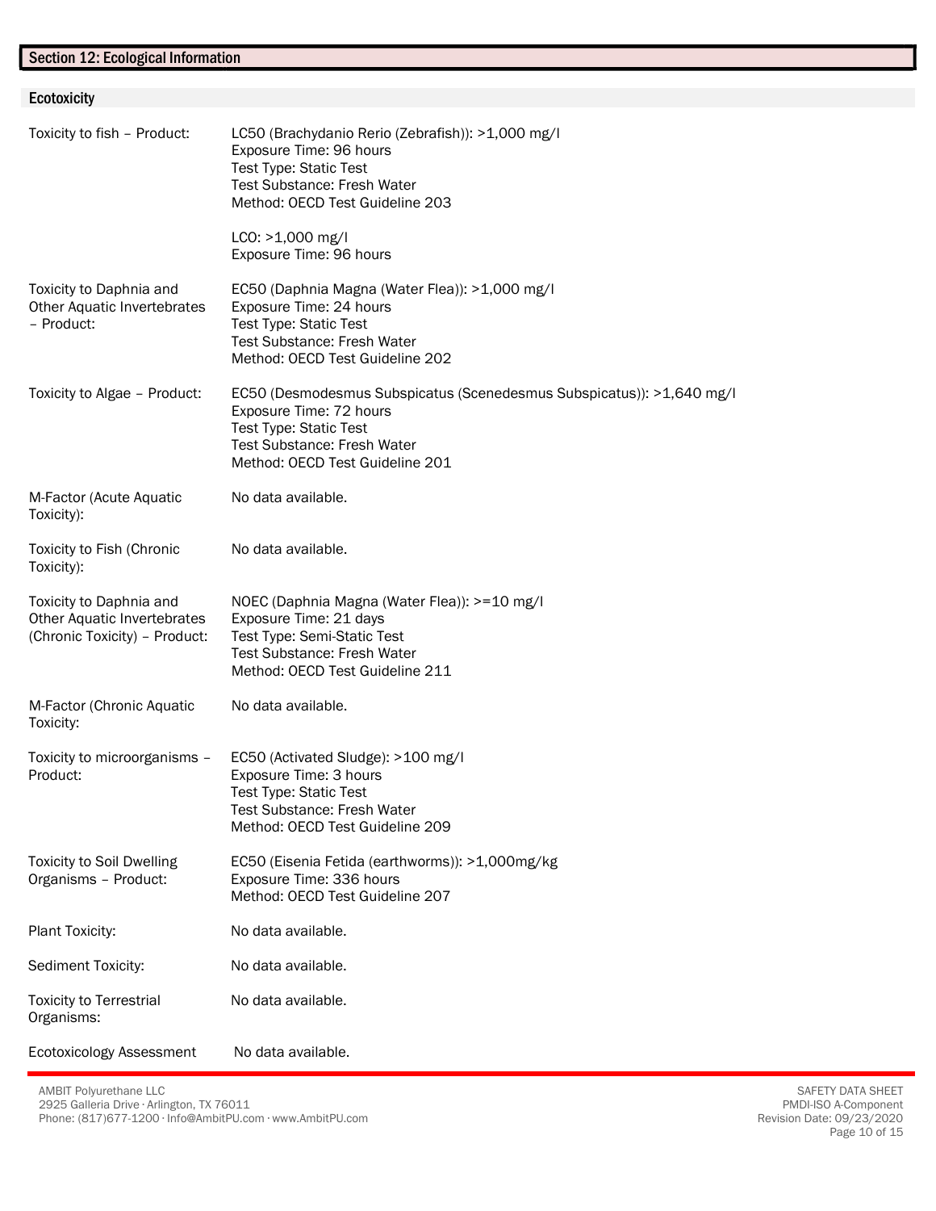## Section 12: Ecological Information

### Ecotoxicity

| | |
|---|---|
| Toxicity to fish – Product: | LC50 (Brachydanio Rerio (Zebrafish)): >1,000 mg/l<br>Exposure Time: 96 hours<br>Test Type: Static Test<br>Test Substance: Fresh Water<br>Method: OECD Test Guideline 203<br><br>LCO: >1,000 mg/l<br>Exposure Time: 96 hours |
| Toxicity to Daphnia and Other Aquatic Invertebrates – Product: | EC50 (Daphnia Magna (Water Flea)): >1,000 mg/l<br>Exposure Time: 24 hours<br>Test Type: Static Test<br>Test Substance: Fresh Water<br>Method: OECD Test Guideline 202 |
| Toxicity to Algae – Product: | EC50 (Desmodesmus Subspicatus (Scenedesmus Subspicatus)): >1,640 mg/l<br>Exposure Time: 72 hours<br>Test Type: Static Test<br>Test Substance: Fresh Water<br>Method: OECD Test Guideline 201 |
| M-Factor (Acute Aquatic Toxicity): | No data available. |
| Toxicity to Fish (Chronic Toxicity): | No data available. |
| Toxicity to Daphnia and Other Aquatic Invertebrates (Chronic Toxicity) – Product: | NOEC (Daphnia Magna (Water Flea)): >=10 mg/l<br>Exposure Time: 21 days<br>Test Type: Semi-Static Test<br>Test Substance: Fresh Water<br>Method: OECD Test Guideline 211 |
| M-Factor (Chronic Aquatic Toxicity: | No data available. |
| Toxicity to microorganisms – Product: | EC50 (Activated Sludge): >100 mg/l<br>Exposure Time: 3 hours<br>Test Type: Static Test<br>Test Substance: Fresh Water<br>Method: OECD Test Guideline 209 |
| Toxicity to Soil Dwelling Organisms – Product: | EC50 (Eisenia Fetida (earthworms)): >1,000mg/kg<br>Exposure Time: 336 hours<br>Method: OECD Test Guideline 207 |
| Plant Toxicity: | No data available. |
| Sediment Toxicity: | No data available. |
| Toxicity to Terrestrial Organisms: | No data available. |
| Ecotoxicology Assessment | No data available. |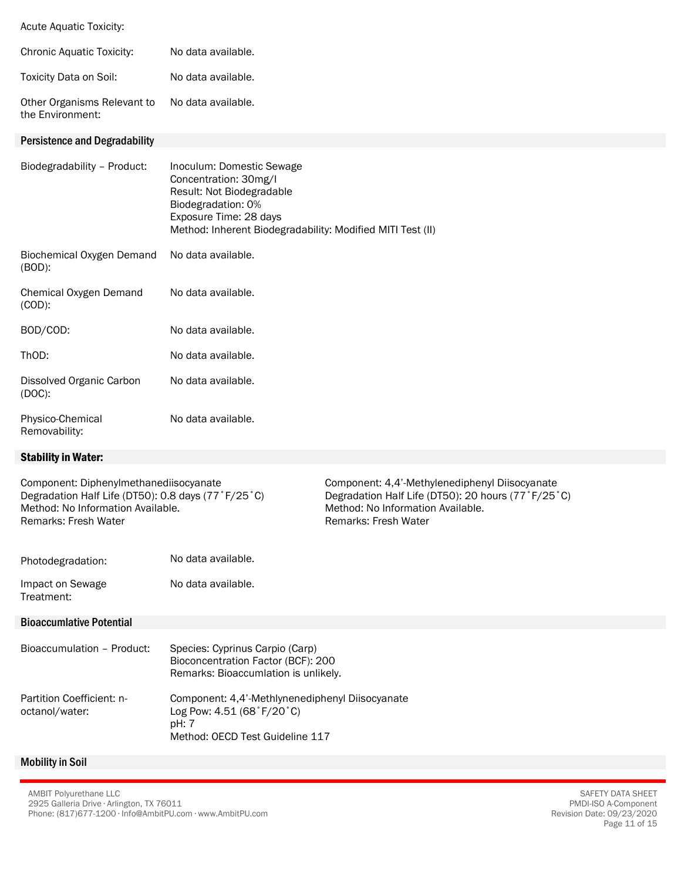Acute Aquatic Toxicity:

Chronic Aquatic Toxicity: No data available.

Toxicity Data on Soil: No data available.

Other Organisms Relevant to the Environment: No data available.

## Persistence and Degradability

Biodegradability – Product:
Inoculum: Domestic Sewage
Concentration: 30mg/l
Result: Not Biodegradable
Biodegradation: 0%
Exposure Time: 28 days
Method: Inherent Biodegradability: Modified MITI Test (II)

Biochemical Oxygen Demand (BOD): No data available.

Chemical Oxygen Demand (COD): No data available.

BOD/COD: No data available.

ThOD: No data available.

Dissolved Organic Carbon (DOC): No data available.

Physico-Chemical Removability: No data available.

## Stability in Water:

Component: Diphenylmethanediisocyanate
Degradation Half Life (DT50): 0.8 days (77˚F/25˚C)
Method: No Information Available.
Remarks: Fresh Water

Component: 4,4'-Methylenediphenyl Diisocyanate
Degradation Half Life (DT50): 20 hours (77˚F/25˚C)
Method: No Information Available.
Remarks: Fresh Water

Photodegradation: No data available.

Impact on Sewage Treatment: No data available.

## Bioaccumlative Potential

Bioaccumulation – Product:
Species: Cyprinus Carpio (Carp)
Bioconcentration Factor (BCF): 200
Remarks: Bioaccumlation is unlikely.

Partition Coefficient: n-octanol/water:
Component: 4,4'-Methlynenediphenyl Diisocyanate
Log Pow: 4.51 (68˚F/20˚C)
pH: 7
Method: OECD Test Guideline 117

## Mobility in Soil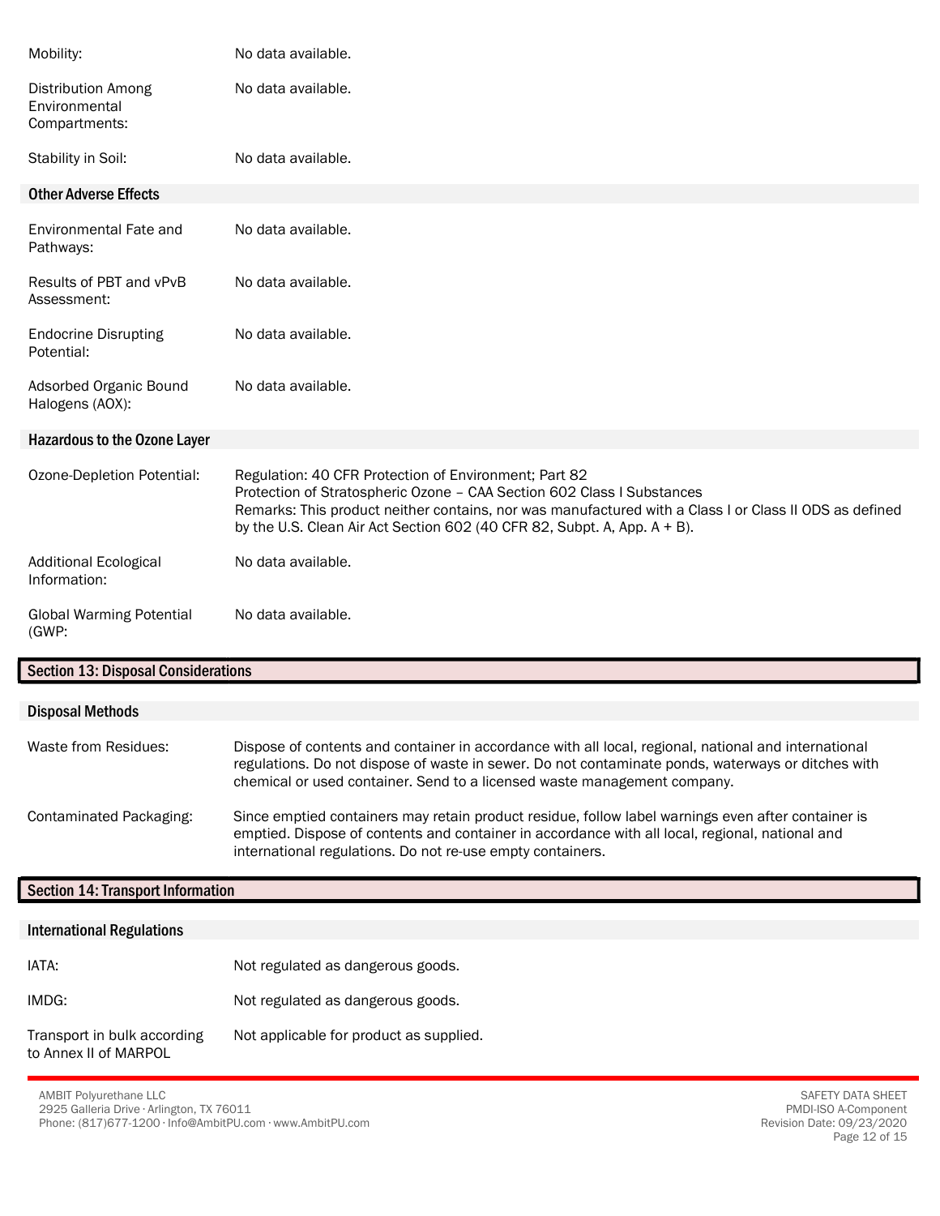| | |
|---|---|
| Mobility: | No data available. |
| Distribution Among Environmental Compartments: | No data available. |
| Stability in Soil: | No data available. |

### Other Adverse Effects

| | |
|---|---|
| Environmental Fate and Pathways: | No data available. |
| Results of PBT and vPvB Assessment: | No data available. |
| Endocrine Disrupting Potential: | No data available. |
| Adsorbed Organic Bound Halogens (AOX): | No data available. |

### Hazardous to the Ozone Layer

| | |
|---|---|
| Ozone-Depletion Potential: | Regulation: 40 CFR Protection of Environment; Part 82<br>Protection of Stratospheric Ozone – CAA Section 602 Class I Substances<br>Remarks: This product neither contains, nor was manufactured with a Class I or Class II ODS as defined by the U.S. Clean Air Act Section 602 (40 CFR 82, Subpt. A, App. A + B). |
| Additional Ecological Information: | No data available. |
| Global Warming Potential (GWP: | No data available. |

## Section 13: Disposal Considerations

### Disposal Methods

| | |
|---|---|
| Waste from Residues: | Dispose of contents and container in accordance with all local, regional, national and international regulations. Do not dispose of waste in sewer. Do not contaminate ponds, waterways or ditches with chemical or used container. Send to a licensed waste management company. |
| Contaminated Packaging: | Since emptied containers may retain product residue, follow label warnings even after container is emptied. Dispose of contents and container in accordance with all local, regional, national and international regulations. Do not re-use empty containers. |

## Section 14: Transport Information

### International Regulations

| | |
|---|---|
| IATA: | Not regulated as dangerous goods. |
| IMDG: | Not regulated as dangerous goods. |
| Transport in bulk according to Annex II of MARPOL | Not applicable for product as supplied. |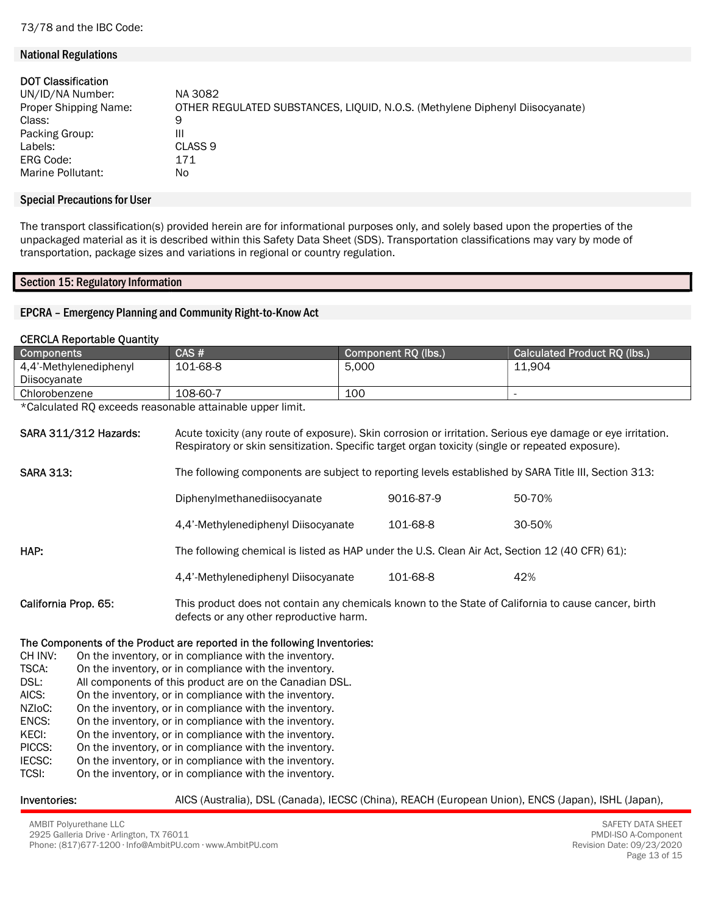73/78 and the IBC Code:

## National Regulations

**DOT Classification**

UN/ID/NA Number: NA 3082
Proper Shipping Name: OTHER REGULATED SUBSTANCES, LIQUID, N.O.S. (Methylene Diphenyl Diisocyanate)
Class: 9
Packing Group: III
Labels: CLASS 9
ERG Code: 171
Marine Pollutant: No

## Special Precautions for User

The transport classification(s) provided herein are for informational purposes only, and solely based upon the properties of the unpackaged material as it is described within this Safety Data Sheet (SDS). Transportation classifications may vary by mode of transportation, package sizes and variations in regional or country regulation.

# Section 15: Regulatory Information

## EPCRA – Emergency Planning and Community Right-to-Know Act

**CERCLA Reportable Quantity**

| Components | CAS # | Component RQ (lbs.) | Calculated Product RQ (lbs.) |
|---|---|---|---|
| 4,4'-Methylenediphenyl Diisocyanate | 101-68-8 | 5,000 | 11,904 |
| Chlorobenzene | 108-60-7 | 100 | - |

*Calculated RQ exceeds reasonable attainable upper limit.

**SARA 311/312 Hazards:** Acute toxicity (any route of exposure). Skin corrosion or irritation. Serious eye damage or eye irritation. Respiratory or skin sensitization. Specific target organ toxicity (single or repeated exposure).

**SARA 313:** The following components are subject to reporting levels established by SARA Title III, Section 313:

| | | |
|---|---|---|
| Diphenylmethanediisocyanate | 9016-87-9 | 50-70% |
| 4,4'-Methylenediphenyl Diisocyanate | 101-68-8 | 30-50% |

**HAP:** The following chemical is listed as HAP under the U.S. Clean Air Act, Section 12 (40 CFR) 61):

| | | |
|---|---|---|
| 4,4'-Methylenediphenyl Diisocyanate | 101-68-8 | 42% |

**California Prop. 65:** This product does not contain any chemicals known to the State of California to cause cancer, birth defects or any other reproductive harm.

**The Components of the Product are reported in the following Inventories:**

CH INV: On the inventory, or in compliance with the inventory.
TSCA: On the inventory, or in compliance with the inventory.
DSL: All components of this product are on the Canadian DSL.
AICS: On the inventory, or in compliance with the inventory.
NZIoC: On the inventory, or in compliance with the inventory.
ENCS: On the inventory, or in compliance with the inventory.
KECI: On the inventory, or in compliance with the inventory.
PICCS: On the inventory, or in compliance with the inventory.
IECSC: On the inventory, or in compliance with the inventory.
TCSI: On the inventory, or in compliance with the inventory.

**Inventories:** AICS (Australia), DSL (Canada), IECSC (China), REACH (European Union), ENCS (Japan), ISHL (Japan),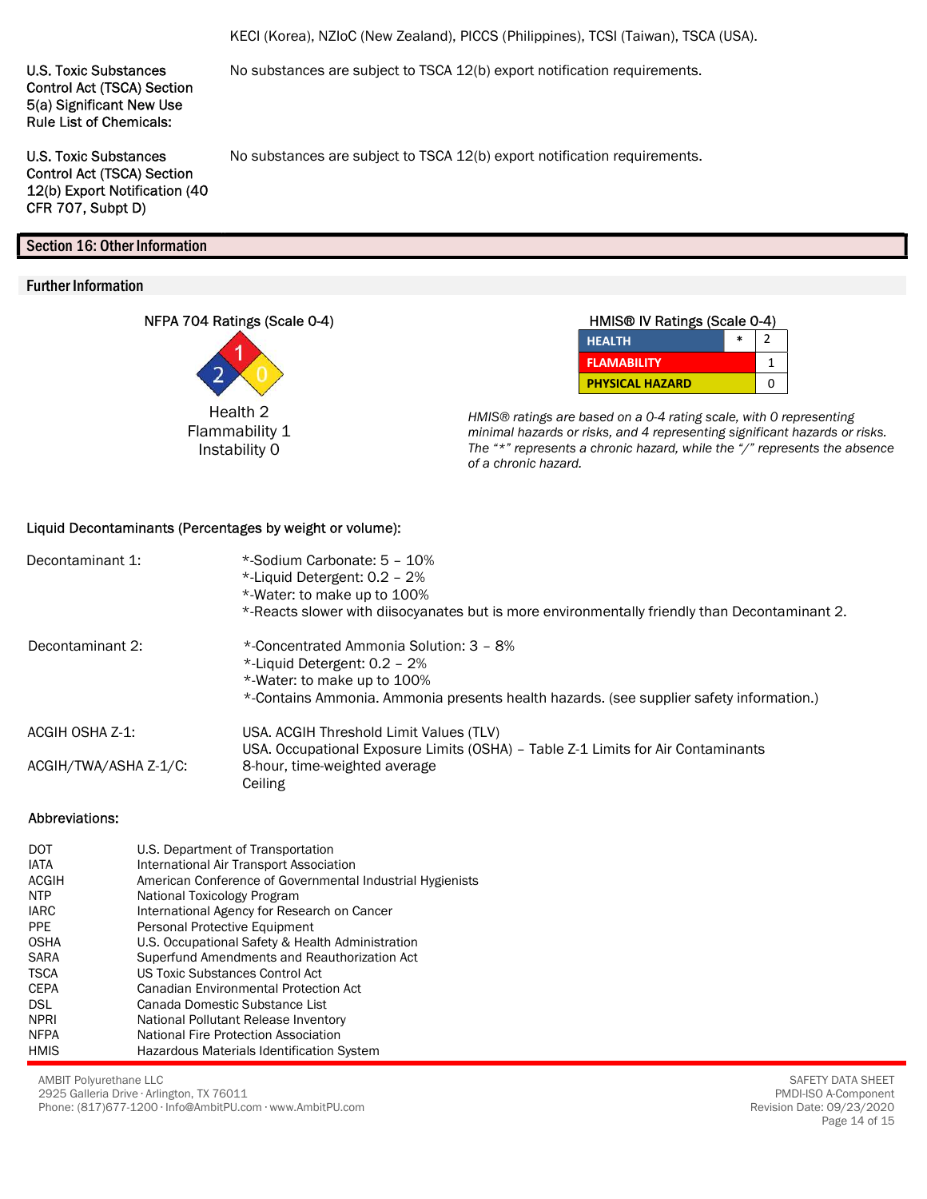KECI (Korea), NZIoC (New Zealand), PICCS (Philippines), TCSI (Taiwan), TSCA (USA).

| | |
|---|---|
| U.S. Toxic Substances Control Act (TSCA) Section 5(a) Significant New Use Rule List of Chemicals: | No substances are subject to TSCA 12(b) export notification requirements. |
| U.S. Toxic Substances Control Act (TSCA) Section 12(b) Export Notification (40 CFR 707, Subpt D) | No substances are subject to TSCA 12(b) export notification requirements. |

## Section 16: Other Information

### Further Information

NFPA 704 Ratings (Scale 0-4)

Health 2
Flammability 1
Instability 0

HMIS® IV Ratings (Scale 0-4)

| | | |
|---|---|---|
| HEALTH | * | 2 |
| FLAMABILITY | | 1 |
| PHYSICAL HAZARD | | 0 |

*HMIS® ratings are based on a 0-4 rating scale, with 0 representing minimal hazards or risks, and 4 representing significant hazards or risks. The "*" represents a chronic hazard, while the "/" represents the absence of a chronic hazard.*

Liquid Decontaminants (Percentages by weight or volume):

Decontaminant 1:
- *-Sodium Carbonate: 5 – 10%
- *-Liquid Detergent: 0.2 – 2%
- *-Water: to make up to 100%
- *-Reacts slower with diisocyanates but is more environmentally friendly than Decontaminant 2.

Decontaminant 2:
- *-Concentrated Ammonia Solution: 3 – 8%
- *-Liquid Detergent: 0.2 – 2%
- *-Water: to make up to 100%
- *-Contains Ammonia. Ammonia presents health hazards. (see supplier safety information.)

ACGIH OSHA Z-1: USA. ACGIH Threshold Limit Values (TLV)
USA. Occupational Exposure Limits (OSHA) – Table Z-1 Limits for Air Contaminants

ACGIH/TWA/ASHA Z-1/C: 8-hour, time-weighted average
Ceiling

Abbreviations:

| | |
|---|---|
| DOT | U.S. Department of Transportation |
| IATA | International Air Transport Association |
| ACGIH | American Conference of Governmental Industrial Hygienists |
| NTP | National Toxicology Program |
| IARC | International Agency for Research on Cancer |
| PPE | Personal Protective Equipment |
| OSHA | U.S. Occupational Safety & Health Administration |
| SARA | Superfund Amendments and Reauthorization Act |
| TSCA | US Toxic Substances Control Act |
| CEPA | Canadian Environmental Protection Act |
| DSL | Canada Domestic Substance List |
| NPRI | National Pollutant Release Inventory |
| NFPA | National Fire Protection Association |
| HMIS | Hazardous Materials Identification System |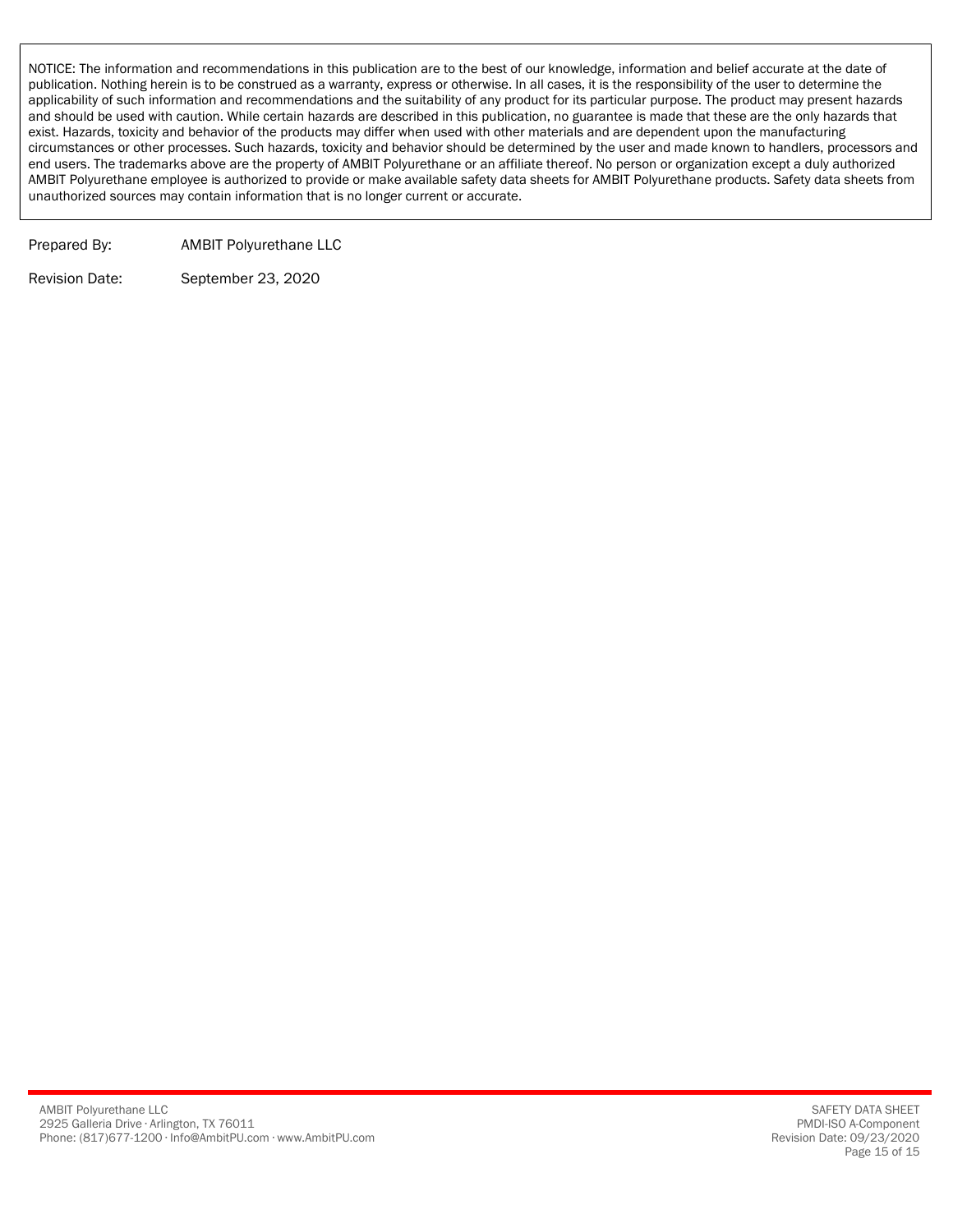NOTICE: The information and recommendations in this publication are to the best of our knowledge, information and belief accurate at the date of publication. Nothing herein is to be construed as a warranty, express or otherwise. In all cases, it is the responsibility of the user to determine the applicability of such information and recommendations and the suitability of any product for its particular purpose. The product may present hazards and should be used with caution. While certain hazards are described in this publication, no guarantee is made that these are the only hazards that exist. Hazards, toxicity and behavior of the products may differ when used with other materials and are dependent upon the manufacturing circumstances or other processes. Such hazards, toxicity and behavior should be determined by the user and made known to handlers, processors and end users. The trademarks above are the property of AMBIT Polyurethane or an affiliate thereof. No person or organization except a duly authorized AMBIT Polyurethane employee is authorized to provide or make available safety data sheets for AMBIT Polyurethane products. Safety data sheets from unauthorized sources may contain information that is no longer current or accurate.

Prepared By: AMBIT Polyurethane LLC

Revision Date: September 23, 2020